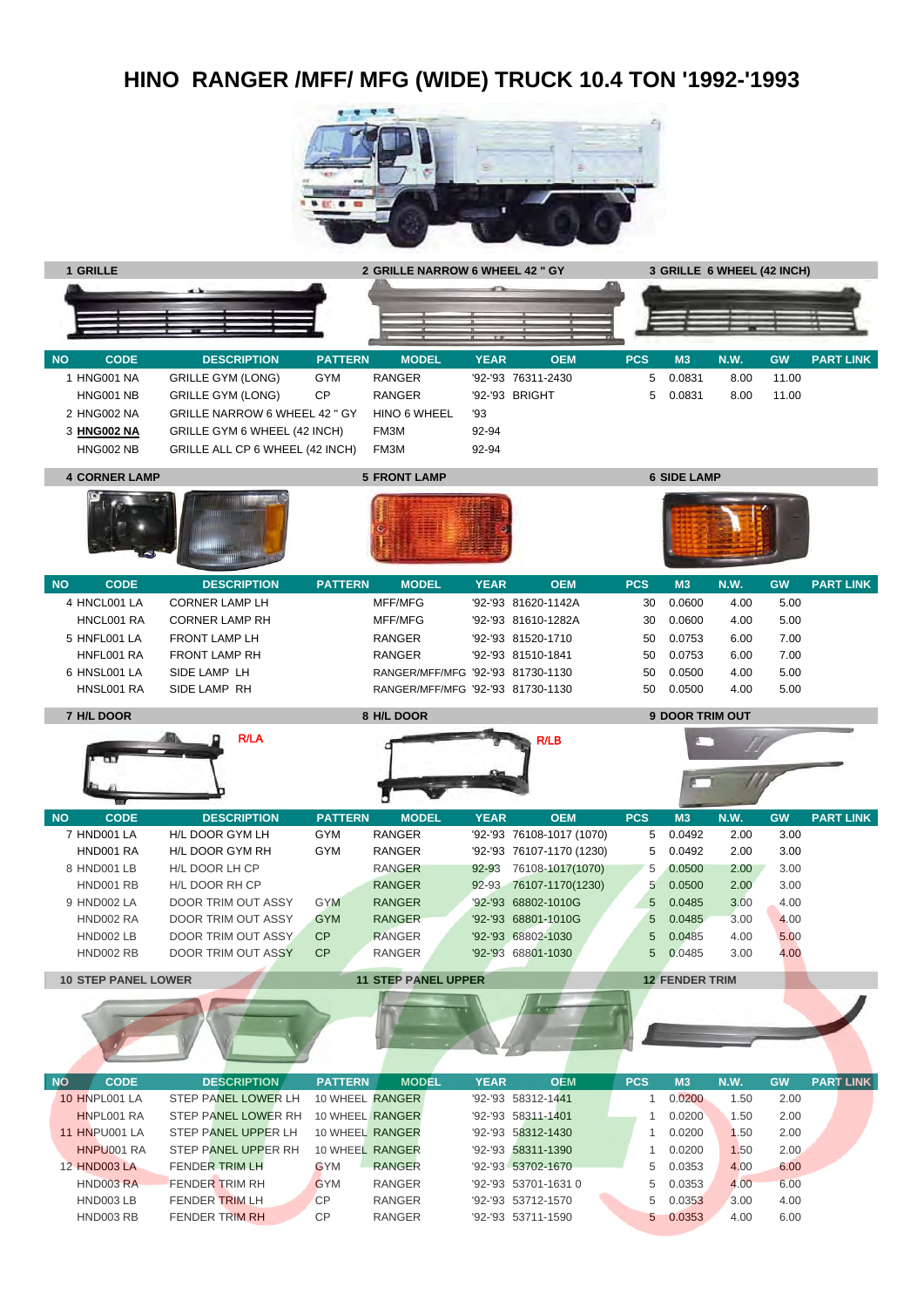# HINO RANGER /MFF/ MFG (WIDE) TRUCK 10.4 TON '1992-'1993

**1 GRILLE** | **2 GRILLE NARROW 6 WHEEL 42 " GY** | **3 GRILLE 6 WHEEL (42 INCH)**

| NO | CODE | DESCRIPTION | PATTERN | MODEL | YEAR | OEM | PCS | M3 | N.W. | GW | PART LINK |
|---|---|---|---|---|---|---|---|---|---|---|---|
| 1 | HNG001 NA | GRILLE GYM (LONG) | GYM | RANGER | '92-'93 | 76311-2430 | 5 | 0.0831 | 8.00 | 11.00 | |
| | HNG001 NB | GRILLE GYM (LONG) | CP | RANGER | '92-'93 | BRIGHT | 5 | 0.0831 | 8.00 | 11.00 | |
| 2 | HNG002 NA | GRILLE NARROW 6 WHEEL 42 " GY | | HINO 6 WHEEL | '93 | | | | | | |
| 3 | **HNG002 NA** | GRILLE GYM 6 WHEEL (42 INCH) | | FM3M | 92-94 | | | | | | |
| | HNG002 NB | GRILLE ALL CP 6 WHEEL (42 INCH) | | FM3M | 92-94 | | | | | | |

**4 CORNER LAMP** | **5 FRONT LAMP** | **6 SIDE LAMP**

| NO | CODE | DESCRIPTION | PATTERN | MODEL | YEAR | OEM | PCS | M3 | N.W. | GW | PART LINK |
|---|---|---|---|---|---|---|---|---|---|---|---|
| 4 | HNCL001 LA | CORNER LAMP LH | | MFF/MFG | '92-'93 | 81620-1142A | 30 | 0.0600 | 4.00 | 5.00 | |
| | HNCL001 RA | CORNER LAMP RH | | MFF/MFG | '92-'93 | 81610-1282A | 30 | 0.0600 | 4.00 | 5.00 | |
| 5 | HNFL001 LA | FRONT LAMP LH | | RANGER | '92-'93 | 81520-1710 | 50 | 0.0753 | 6.00 | 7.00 | |
| | HNFL001 RA | FRONT LAMP RH | | RANGER | '92-'93 | 81510-1841 | 50 | 0.0753 | 6.00 | 7.00 | |
| 6 | HNSL001 LA | SIDE LAMP LH | | RANGER/MFF/MFG | '92-'93 | 81730-1130 | 50 | 0.0500 | 4.00 | 5.00 | |
| | HNSL001 RA | SIDE LAMP RH | | RANGER/MFF/MFG | '92-'93 | 81730-1130 | 50 | 0.0500 | 4.00 | 5.00 | |

**7 H/L DOOR** (R/LA) | **8 H/L DOOR** (R/LB) | **9 DOOR TRIM OUT**

| NO | CODE | DESCRIPTION | PATTERN | MODEL | YEAR | OEM | PCS | M3 | N.W. | GW | PART LINK |
|---|---|---|---|---|---|---|---|---|---|---|---|
| 7 | HND001 LA | H/L DOOR GYM LH | GYM | RANGER | '92-'93 | 76108-1017 (1070) | 5 | 0.0492 | 2.00 | 3.00 | |
| | HND001 RA | H/L DOOR GYM RH | GYM | RANGER | '92-'93 | 76107-1170 (1230) | 5 | 0.0492 | 2.00 | 3.00 | |
| 8 | HND001 LB | H/L DOOR LH CP | | RANGER | 92-93 | 76108-1017(1070) | 5 | 0.0500 | 2.00 | 3.00 | |
| | HND001 RB | H/L DOOR RH CP | | RANGER | 92-93 | 76107-1170(1230) | 5 | 0.0500 | 2.00 | 3.00 | |
| 9 | HND002 LA | DOOR TRIM OUT ASSY | GYM | RANGER | '92-'93 | 68802-1010G | 5 | 0.0485 | 3.00 | 4.00 | |
| | HND002 RA | DOOR TRIM OUT ASSY | GYM | RANGER | '92-'93 | 68801-1010G | 5 | 0.0485 | 3.00 | 4.00 | |
| | HND002 LB | DOOR TRIM OUT ASSY | CP | RANGER | '92-'93 | 68802-1030 | 5 | 0.0485 | 4.00 | 5.00 | |
| | HND002 RB | DOOR TRIM OUT ASSY | CP | RANGER | '92-'93 | 68801-1030 | 5 | 0.0485 | 3.00 | 4.00 | |

**10 STEP PANEL LOWER** | **11 STEP PANEL UPPER** | **12 FENDER TRIM**

| NO | CODE | DESCRIPTION | PATTERN | MODEL | YEAR | OEM | PCS | M3 | N.W. | GW | PART LINK |
|---|---|---|---|---|---|---|---|---|---|---|---|
| 10 | HNPL001 LA | STEP PANEL LOWER LH | 10 WHEEL | RANGER | '92-'93 | 58312-1441 | 1 | 0.0200 | 1.50 | 2.00 | |
| | HNPL001 RA | STEP PANEL LOWER RH | 10 WHEEL | RANGER | '92-'93 | 58311-1401 | 1 | 0.0200 | 1.50 | 2.00 | |
| 11 | HNPU001 LA | STEP PANEL UPPER LH | 10 WHEEL | RANGER | '92-'93 | 58312-1430 | 1 | 0.0200 | 1.50 | 2.00 | |
| | HNPU001 RA | STEP PANEL UPPER RH | 10 WHEEL | RANGER | '92-'93 | 58311-1390 | 1 | 0.0200 | 1.50 | 2.00 | |
| 12 | HND003 LA | FENDER TRIM LH | GYM | RANGER | '92-'93 | 53702-1670 | 5 | 0.0353 | 4.00 | 6.00 | |
| | HND003 RA | FENDER TRIM RH | GYM | RANGER | '92-'93 | 53701-1631 0 | 5 | 0.0353 | 4.00 | 6.00 | |
| | HND003 LB | FENDER TRIM LH | CP | RANGER | '92-'93 | 53712-1570 | 5 | 0.0353 | 3.00 | 4.00 | |
| | HND003 RB | FENDER TRIM RH | CP | RANGER | '92-'93 | 53711-1590 | 5 | 0.0353 | 4.00 | 6.00 | |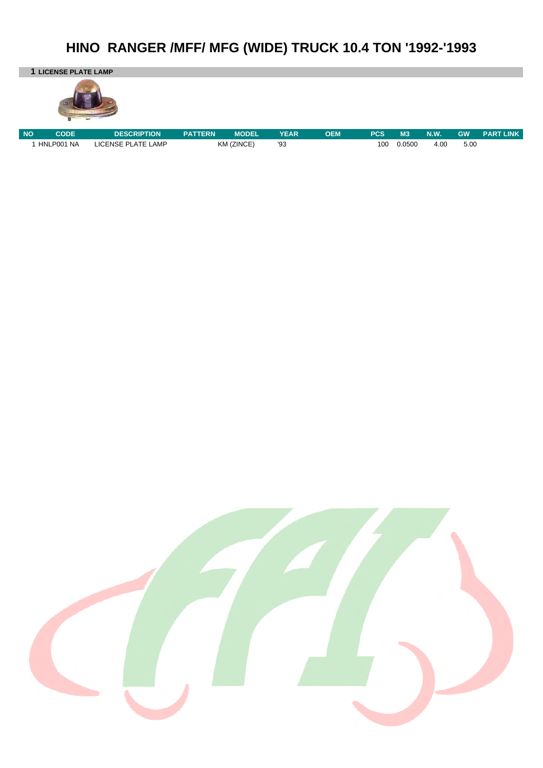# HINO RANGER /MFF/ MFG (WIDE) TRUCK 10.4 TON '1992-'1993

## 1 LICENSE PLATE LAMP

| NO | CODE | DESCRIPTION | PATTERN | MODEL | YEAR | OEM | PCS | M3 | N.W. | GW | PART LINK |
|---|---|---|---|---|---|---|---|---|---|---|---|
| 1 | HNLP001 NA | LICENSE PLATE LAMP | | KM (ZINCE) | '93 | | 100 | 0.0500 | 4.00 | 5.00 | |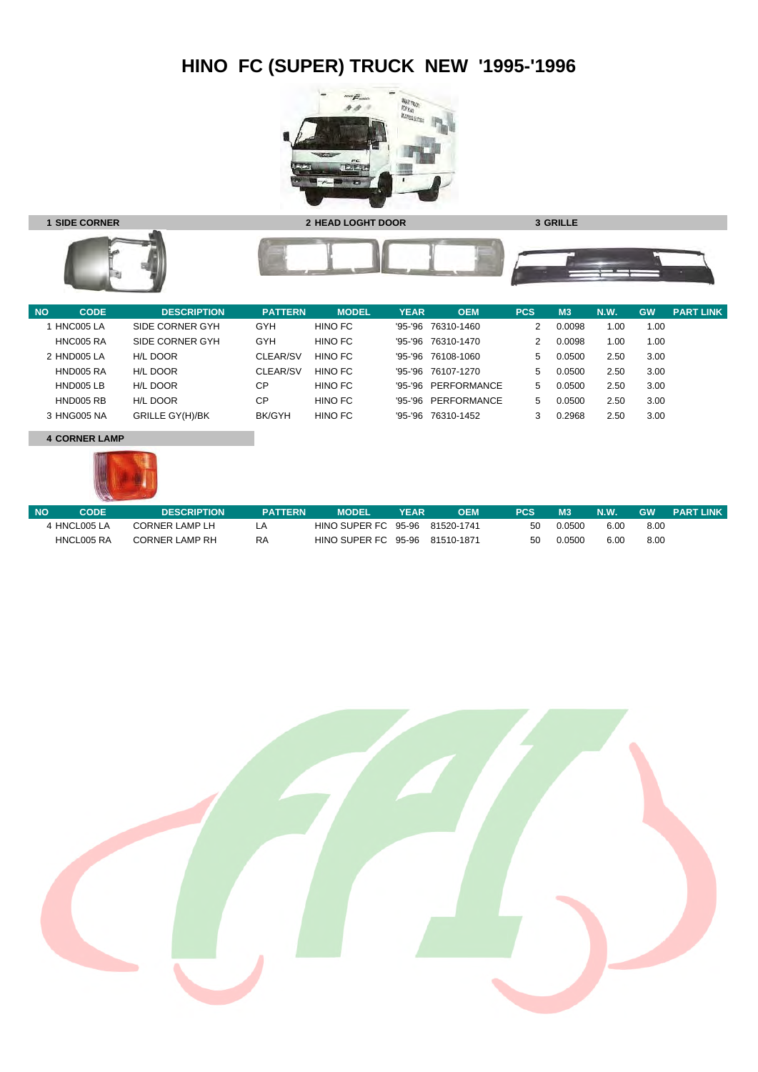# HINO FC (SUPER) TRUCK NEW '1995-'1996

**1 SIDE CORNER** **2 HEAD LOGHT DOOR** **3 GRILLE**

| NO | CODE | DESCRIPTION | PATTERN | MODEL | YEAR | OEM | PCS | M3 | N.W. | GW | PART LINK |
|---|---|---|---|---|---|---|---|---|---|---|---|
| 1 | HNC005 LA | SIDE CORNER GYH | GYH | HINO FC | '95-'96 | 76310-1460 | 2 | 0.0098 | 1.00 | 1.00 | |
| | HNC005 RA | SIDE CORNER GYH | GYH | HINO FC | '95-'96 | 76310-1470 | 2 | 0.0098 | 1.00 | 1.00 | |
| 2 | HND005 LA | H/L DOOR | CLEAR/SV | HINO FC | '95-'96 | 76108-1060 | 5 | 0.0500 | 2.50 | 3.00 | |
| | HND005 RA | H/L DOOR | CLEAR/SV | HINO FC | '95-'96 | 76107-1270 | 5 | 0.0500 | 2.50 | 3.00 | |
| | HND005 LB | H/L DOOR | CP | HINO FC | '95-'96 | PERFORMANCE | 5 | 0.0500 | 2.50 | 3.00 | |
| | HND005 RB | H/L DOOR | CP | HINO FC | '95-'96 | PERFORMANCE | 5 | 0.0500 | 2.50 | 3.00 | |
| 3 | HNG005 NA | GRILLE GY(H)/BK | BK/GYH | HINO FC | '95-'96 | 76310-1452 | 3 | 0.2968 | 2.50 | 3.00 | |

**4 CORNER LAMP**

| NO | CODE | DESCRIPTION | PATTERN | MODEL | YEAR | OEM | PCS | M3 | N.W. | GW | PART LINK |
|---|---|---|---|---|---|---|---|---|---|---|---|
| 4 | HNCL005 LA | CORNER LAMP LH | LA | HINO SUPER FC | 95-96 | 81520-1741 | 50 | 0.0500 | 6.00 | 8.00 | |
| | HNCL005 RA | CORNER LAMP RH | RA | HINO SUPER FC | 95-96 | 81510-1871 | 50 | 0.0500 | 6.00 | 8.00 | |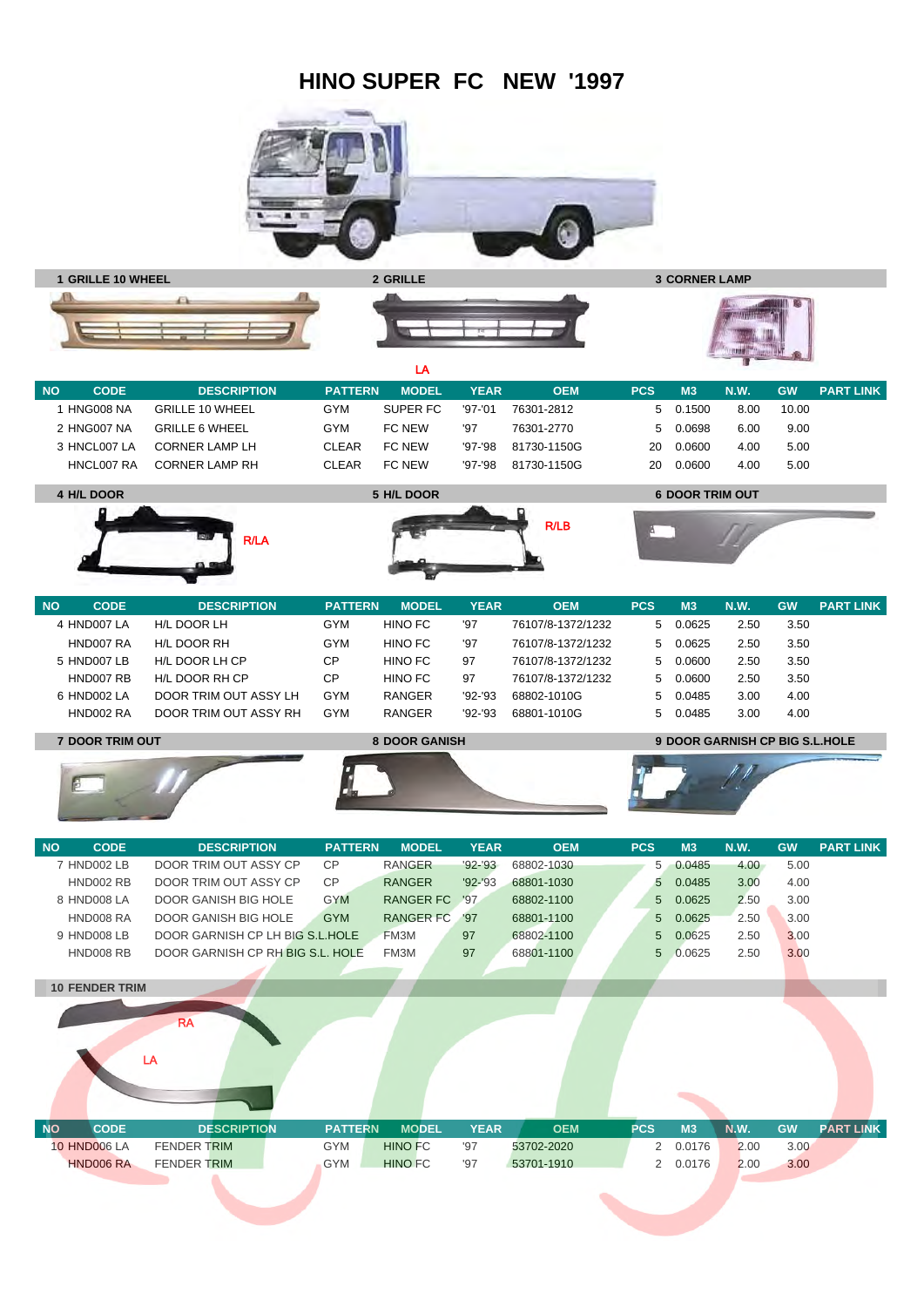# HINO SUPER FC NEW '1997

1 GRILLE 10 WHEEL

2 GRILLE

3 CORNER LAMP

LA

| NO | CODE | DESCRIPTION | PATTERN | MODEL | YEAR | OEM | PCS | M3 | N.W. | GW | PART LINK |
|---|---|---|---|---|---|---|---|---|---|---|---|
| 1 | HNG008 NA | GRILLE 10 WHEEL | GYM | SUPER FC | '97-'01 | 76301-2812 | 5 | 0.1500 | 8.00 | 10.00 | |
| 2 | HNG007 NA | GRILLE 6 WHEEL | GYM | FC NEW | '97 | 76301-2770 | 5 | 0.0698 | 6.00 | 9.00 | |
| 3 | HNCL007 LA | CORNER LAMP LH | CLEAR | FC NEW | '97-'98 | 81730-1150G | 20 | 0.0600 | 4.00 | 5.00 | |
| | HNCL007 RA | CORNER LAMP RH | CLEAR | FC NEW | '97-'98 | 81730-1150G | 20 | 0.0600 | 4.00 | 5.00 | |

4 H/L DOOR

5 H/L DOOR

6 DOOR TRIM OUT

R/LA

R/LB

| NO | CODE | DESCRIPTION | PATTERN | MODEL | YEAR | OEM | PCS | M3 | N.W. | GW | PART LINK |
|---|---|---|---|---|---|---|---|---|---|---|---|
| 4 | HND007 LA | H/L DOOR LH | GYM | HINO FC | '97 | 76107/8-1372/1232 | 5 | 0.0625 | 2.50 | 3.50 | |
| | HND007 RA | H/L DOOR RH | GYM | HINO FC | '97 | 76107/8-1372/1232 | 5 | 0.0625 | 2.50 | 3.50 | |
| 5 | HND007 LB | H/L DOOR LH CP | CP | HINO FC | 97 | 76107/8-1372/1232 | 5 | 0.0600 | 2.50 | 3.50 | |
| | HND007 RB | H/L DOOR RH CP | CP | HINO FC | 97 | 76107/8-1372/1232 | 5 | 0.0600 | 2.50 | 3.50 | |
| 6 | HND002 LA | DOOR TRIM OUT ASSY LH | GYM | RANGER | '92-'93 | 68802-1010G | 5 | 0.0485 | 3.00 | 4.00 | |
| | HND002 RA | DOOR TRIM OUT ASSY RH | GYM | RANGER | '92-'93 | 68801-1010G | 5 | 0.0485 | 3.00 | 4.00 | |

7 DOOR TRIM OUT

8 DOOR GANISH

9 DOOR GARNISH CP BIG S.L.HOLE

| NO | CODE | DESCRIPTION | PATTERN | MODEL | YEAR | OEM | PCS | M3 | N.W. | GW | PART LINK |
|---|---|---|---|---|---|---|---|---|---|---|---|
| 7 | HND002 LB | DOOR TRIM OUT ASSY CP | CP | RANGER | '92-'93 | 68802-1030 | 5 | 0.0485 | 4.00 | 5.00 | |
| | HND002 RB | DOOR TRIM OUT ASSY CP | CP | RANGER | '92-'93 | 68801-1030 | 5 | 0.0485 | 3.00 | 4.00 | |
| 8 | HND008 LA | DOOR GANISH BIG HOLE | GYM | RANGER FC | '97 | 68802-1100 | 5 | 0.0625 | 2.50 | 3.00 | |
| | HND008 RA | DOOR GANISH BIG HOLE | GYM | RANGER FC | '97 | 68801-1100 | 5 | 0.0625 | 2.50 | 3.00 | |
| 9 | HND008 LB | DOOR GARNISH CP LH BIG S.L.HOLE | FM3M | | 97 | 68802-1100 | 5 | 0.0625 | 2.50 | 3.00 | |
| | HND008 RB | DOOR GARNISH CP RH BIG S.L. HOLE | FM3M | | 97 | 68801-1100 | 5 | 0.0625 | 2.50 | 3.00 | |

10 FENDER TRIM

RA

LA

| NO | CODE | DESCRIPTION | PATTERN | MODEL | YEAR | OEM | PCS | M3 | N.W. | GW | PART LINK |
|---|---|---|---|---|---|---|---|---|---|---|---|
| 10 | HND006 LA | FENDER TRIM | GYM | HINO FC | '97 | 53702-2020 | 2 | 0.0176 | 2.00 | 3.00 | |
| | HND006 RA | FENDER TRIM | GYM | HINO FC | '97 | 53701-1910 | 2 | 0.0176 | 2.00 | 3.00 | |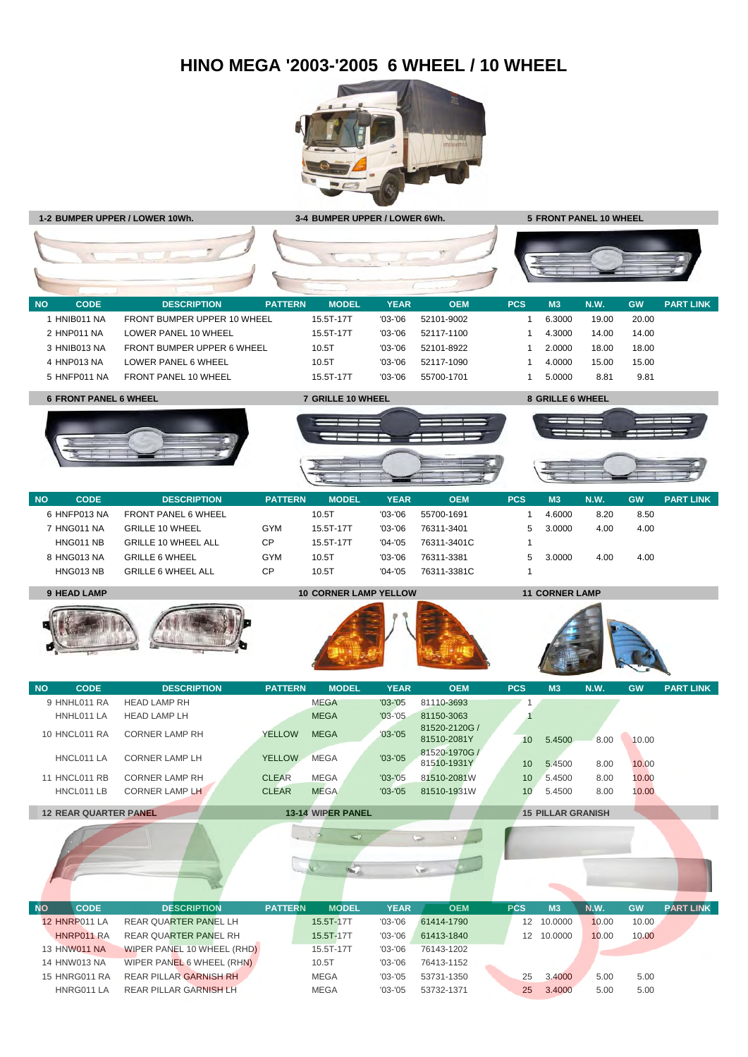# HINO MEGA '2003-'2005 6 WHEEL / 10 WHEEL

**1-2 BUMPER UPPER / LOWER 10Wh.** | **3-4 BUMPER UPPER / LOWER 6Wh.** | **5 FRONT PANEL 10 WHEEL**

| NO | CODE | DESCRIPTION | PATTERN | MODEL | YEAR | OEM | PCS | M3 | N.W. | GW | PART LINK |
|---|---|---|---|---|---|---|---|---|---|---|---|
| 1 | HNIB011 NA | FRONT BUMPER UPPER 10 WHEEL | | 15.5T-17T | '03-'06 | 52101-9002 | 1 | 6.3000 | 19.00 | 20.00 | |
| 2 | HNP011 NA | LOWER PANEL 10 WHEEL | | 15.5T-17T | '03-'06 | 52117-1100 | 1 | 4.3000 | 14.00 | 14.00 | |
| 3 | HNIB013 NA | FRONT BUMPER UPPER 6 WHEEL | | 10.5T | '03-'06 | 52101-8922 | 1 | 2.0000 | 18.00 | 18.00 | |
| 4 | HNP013 NA | LOWER PANEL 6 WHEEL | | 10.5T | '03-'06 | 52117-1090 | 1 | 4.0000 | 15.00 | 15.00 | |
| 5 | HNFP011 NA | FRONT PANEL 10 WHEEL | | 15.5T-17T | '03-'06 | 55700-1701 | 1 | 5.0000 | 8.81 | 9.81 | |

**6 FRONT PANEL 6 WHEEL** | **7 GRILLE 10 WHEEL** | **8 GRILLE 6 WHEEL**

| NO | CODE | DESCRIPTION | PATTERN | MODEL | YEAR | OEM | PCS | M3 | N.W. | GW | PART LINK |
|---|---|---|---|---|---|---|---|---|---|---|---|
| 6 | HNFP013 NA | FRONT PANEL 6 WHEEL | | 10.5T | '03-'06 | 55700-1691 | 1 | 4.6000 | 8.20 | 8.50 | |
| 7 | HNG011 NA | GRILLE 10 WHEEL | GYM | 15.5T-17T | '03-'06 | 76311-3401 | 5 | 3.0000 | 4.00 | 4.00 | |
| | HNG011 NB | GRILLE 10 WHEEL ALL | CP | 15.5T-17T | '04-'05 | 76311-3401C | 1 | | | | |
| 8 | HNG013 NA | GRILLE 6 WHEEL | GYM | 10.5T | '03-'06 | 76311-3381 | 5 | 3.0000 | 4.00 | 4.00 | |
| | HNG013 NB | GRILLE 6 WHEEL ALL | CP | 10.5T | '04-'05 | 76311-3381C | 1 | | | | |

**9 HEAD LAMP** | **10 CORNER LAMP YELLOW** | **11 CORNER LAMP**

| NO | CODE | DESCRIPTION | PATTERN | MODEL | YEAR | OEM | PCS | M3 | N.W. | GW | PART LINK |
|---|---|---|---|---|---|---|---|---|---|---|---|
| 9 | HNHL011 RA | HEAD LAMP RH | | MEGA | '03-'05 | 81110-3693 | 1 | | | | |
| | HNHL011 LA | HEAD LAMP LH | | MEGA | '03-'05 | 81150-3063 | 1 | | | | |
| 10 | HNCL011 RA | CORNER LAMP RH | YELLOW | MEGA | '03-'05 | 81520-2120G / 81510-2081Y | 10 | 5.4500 | 8.00 | 10.00 | |
| | HNCL011 LA | CORNER LAMP LH | YELLOW | MEGA | '03-'05 | 81520-1970G / 81510-1931Y | 10 | 5.4500 | 8.00 | 10.00 | |
| 11 | HNCL011 RB | CORNER LAMP RH | CLEAR | MEGA | '03-'05 | 81510-2081W | 10 | 5.4500 | 8.00 | 10.00 | |
| | HNCL011 LB | CORNER LAMP LH | CLEAR | MEGA | '03-'05 | 81510-1931W | 10 | 5.4500 | 8.00 | 10.00 | |

**12 REAR QUARTER PANEL** | **13-14 WIPER PANEL** | **15 PILLAR GRANISH**

| NO | CODE | DESCRIPTION | PATTERN | MODEL | YEAR | OEM | PCS | M3 | N.W. | GW | PART LINK |
|---|---|---|---|---|---|---|---|---|---|---|---|
| 12 | HNRP011 LA | REAR QUARTER PANEL LH | | 15.5T-17T | '03-'06 | 61414-1790 | 12 | 10.0000 | 10.00 | 10.00 | |
| | HNRP011 RA | REAR QUARTER PANEL RH | | 15.5T-17T | '03-'06 | 61413-1840 | 12 | 10.0000 | 10.00 | 10.00 | |
| 13 | HNW011 NA | WIPER PANEL 10 WHEEL (RHD) | | 15.5T-17T | '03-'06 | 76413-1202 | | | | | |
| 14 | HNW013 NA | WIPER PANEL 6 WHEEL (RHN) | | 10.5T | '03-'06 | 76413-1152 | | | | | |
| 15 | HNRG011 RA | REAR PILLAR GARNISH RH | | MEGA | '03-'05 | 53731-1350 | 25 | 3.4000 | 5.00 | 5.00 | |
| | HNRG011 LA | REAR PILLAR GARNISH LH | | MEGA | '03-'05 | 53732-1371 | 25 | 3.4000 | 5.00 | 5.00 | |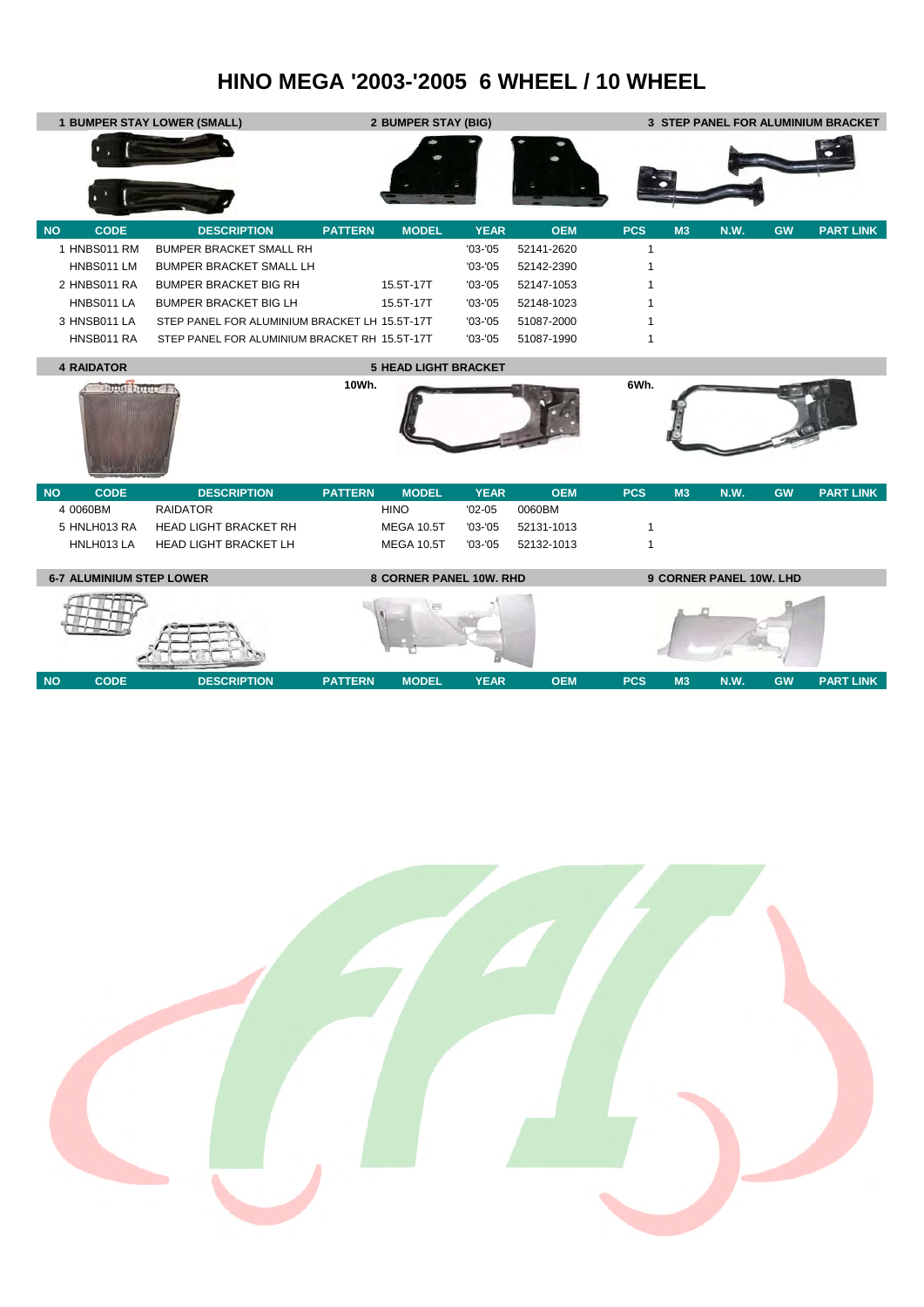# HINO MEGA '2003-'2005 6 WHEEL / 10 WHEEL

**1 BUMPER STAY LOWER (SMALL)** | **2 BUMPER STAY (BIG)** | **3 STEP PANEL FOR ALUMINIUM BRACKET**

| NO | CODE | DESCRIPTION | PATTERN | MODEL | YEAR | OEM | PCS | M3 | N.W. | GW | PART LINK |
|---|---|---|---|---|---|---|---|---|---|---|---|
| 1 | HNBS011 RM | BUMPER BRACKET SMALL RH | | | '03-'05 | 52141-2620 | 1 | | | | |
| | HNBS011 LM | BUMPER BRACKET SMALL LH | | | '03-'05 | 52142-2390 | 1 | | | | |
| 2 | HNBS011 RA | BUMPER BRACKET BIG RH | | 15.5T-17T | '03-'05 | 52147-1053 | 1 | | | | |
| | HNBS011 LA | BUMPER BRACKET BIG LH | | 15.5T-17T | '03-'05 | 52148-1023 | 1 | | | | |
| 3 | HNSB011 LA | STEP PANEL FOR ALUMINIUM BRACKET LH | | 15.5T-17T | '03-'05 | 51087-2000 | 1 | | | | |
| | HNSB011 RA | STEP PANEL FOR ALUMINIUM BRACKET RH | | 15.5T-17T | '03-'05 | 51087-1990 | 1 | | | | |

**4 RAIDATOR** | **5 HEAD LIGHT BRACKET**

10Wh.

6Wh.

| NO | CODE | DESCRIPTION | PATTERN | MODEL | YEAR | OEM | PCS | M3 | N.W. | GW | PART LINK |
|---|---|---|---|---|---|---|---|---|---|---|---|
| 4 | 0060BM | RAIDATOR | | HINO | '02-05 | 0060BM | | | | | |
| 5 | HNLH013 RA | HEAD LIGHT BRACKET RH | | MEGA 10.5T | '03-'05 | 52131-1013 | 1 | | | | |
| | HNLH013 LA | HEAD LIGHT BRACKET LH | | MEGA 10.5T | '03-'05 | 52132-1013 | 1 | | | | |

**6-7 ALUMINIUM STEP LOWER** | **8 CORNER PANEL 10W. RHD** | **9 CORNER PANEL 10W. LHD**

| NO | CODE | DESCRIPTION | PATTERN | MODEL | YEAR | OEM | PCS | M3 | N.W. | GW | PART LINK |
|---|---|---|---|---|---|---|---|---|---|---|---|